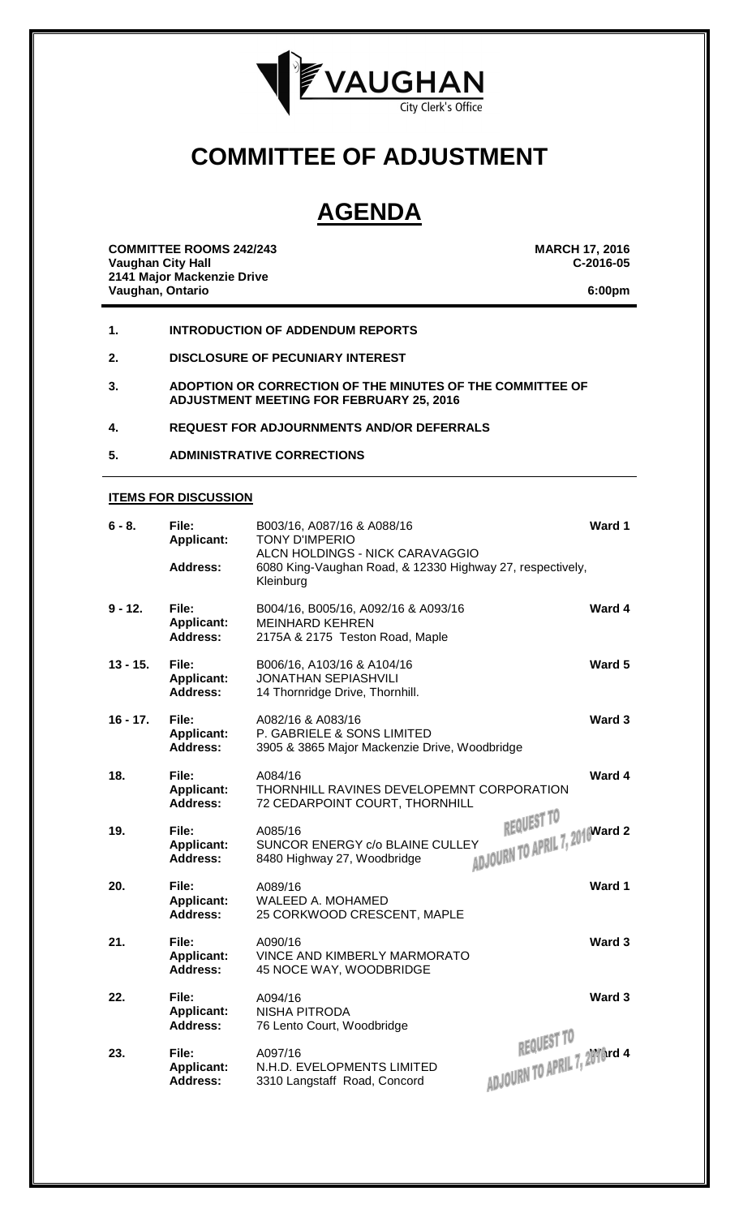VAUGHAN
City Clerk's Office

# COMMITTEE OF ADJUSTMENT

# AGENDA

**COMMITTEE ROOMS 242/243**
**Vaughan City Hall**
**2141 Major Mackenzie Drive**
**Vaughan, Ontario**

**MARCH 17, 2016**
**C-2016-05**

**6:00pm**

1. **INTRODUCTION OF ADDENDUM REPORTS**
2. **DISCLOSURE OF PECUNIARY INTEREST**
3. **ADOPTION OR CORRECTION OF THE MINUTES OF THE COMMITTEE OF ADJUSTMENT MEETING FOR FEBRUARY 25, 2016**
4. **REQUEST FOR ADJOURNMENTS AND/OR DEFERRALS**
5. **ADMINISTRATIVE CORRECTIONS**

**ITEMS FOR DISCUSSION**

| | | | |
|---|---|---|---|
| **6 - 8.** | **File:** | B003/16, A087/16 & A088/16 | **Ward 1** |
| | **Applicant:** | TONY D'IMPERIO<br>ALCN HOLDINGS - NICK CARAVAGGIO | |
| | **Address:** | 6080 King-Vaughan Road, & 12330 Highway 27, respectively, Kleinburg | |
| **9 - 12.** | **File:** | B004/16, B005/16, A092/16 & A093/16 | **Ward 4** |
| | **Applicant:** | MEINHARD KEHREN | |
| | **Address:** | 2175A & 2175 Teston Road, Maple | |
| **13 - 15.** | **File:** | B006/16, A103/16 & A104/16 | **Ward 5** |
| | **Applicant:** | JONATHAN SEPIASHVILI | |
| | **Address:** | 14 Thornridge Drive, Thornhill. | |
| **16 - 17.** | **File:** | A082/16 & A083/16 | **Ward 3** |
| | **Applicant:** | P. GABRIELE & SONS LIMITED | |
| | **Address:** | 3905 & 3865 Major Mackenzie Drive, Woodbridge | |
| **18.** | **File:** | A084/16 | **Ward 4** |
| | **Applicant:** | THORNHILL RAVINES DEVELOPEMNT CORPORATION | |
| | **Address:** | 72 CEDARPOINT COURT, THORNHILL | |
| **19.** | **File:** | A085/16 | REQUEST TO ADJOURN TO APRIL 7, 2016 **Ward 2** |
| | **Applicant:** | SUNCOR ENERGY c/o BLAINE CULLEY | |
| | **Address:** | 8480 Highway 27, Woodbridge | |
| **20.** | **File:** | A089/16 | **Ward 1** |
| | **Applicant:** | WALEED A. MOHAMED | |
| | **Address:** | 25 CORKWOOD CRESCENT, MAPLE | |
| **21.** | **File:** | A090/16 | **Ward 3** |
| | **Applicant:** | VINCE AND KIMBERLY MARMORATO | |
| | **Address:** | 45 NOCE WAY, WOODBRIDGE | |
| **22.** | **File:** | A094/16 | **Ward 3** |
| | **Applicant:** | NISHA PITRODA | |
| | **Address:** | 76 Lento Court, Woodbridge | |
| **23.** | **File:** | A097/16 | REQUEST TO ADJOURN TO APRIL 7, 2016 **Ward 4** |
| | **Applicant:** | N.H.D. EVELOPMENTS LIMITED | |
| | **Address:** | 3310 Langstaff Road, Concord | |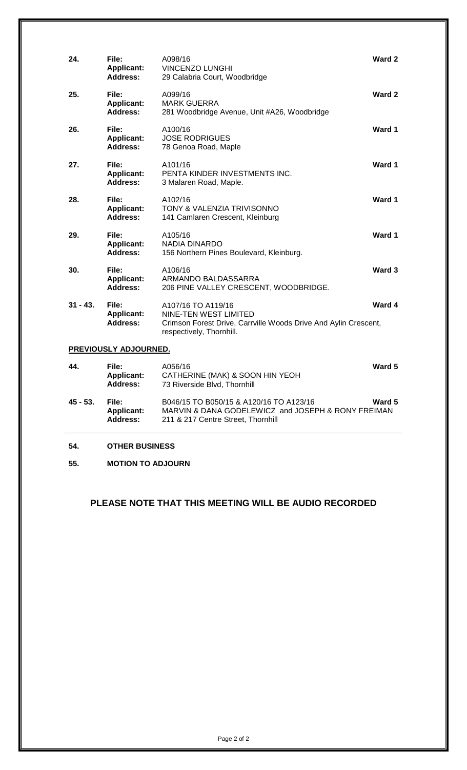| | | | |
|---|---|---|---|
| **24.** | **File:**<br>**Applicant:**<br>**Address:** | A098/16<br>VINCENZO LUNGHI<br>29 Calabria Court, Woodbridge | **Ward 2** |
| **25.** | **File:**<br>**Applicant:**<br>**Address:** | A099/16<br>MARK GUERRA<br>281 Woodbridge Avenue, Unit #A26, Woodbridge | **Ward 2** |
| **26.** | **File:**<br>**Applicant:**<br>**Address:** | A100/16<br>JOSE RODRIGUES<br>78 Genoa Road, Maple | **Ward 1** |
| **27.** | **File:**<br>**Applicant:**<br>**Address:** | A101/16<br>PENTA KINDER INVESTMENTS INC.<br>3 Malaren Road, Maple. | **Ward 1** |
| **28.** | **File:**<br>**Applicant:**<br>**Address:** | A102/16<br>TONY & VALENZIA TRIVISONNO<br>141 Camlaren Crescent, Kleinburg | **Ward 1** |
| **29.** | **File:**<br>**Applicant:**<br>**Address:** | A105/16<br>NADIA DINARDO<br>156 Northern Pines Boulevard, Kleinburg. | **Ward 1** |
| **30.** | **File:**<br>**Applicant:**<br>**Address:** | A106/16<br>ARMANDO BALDASSARRA<br>206 PINE VALLEY CRESCENT, WOODBRIDGE. | **Ward 3** |
| **31 - 43.** | **File:**<br>**Applicant:**<br>**Address:** | A107/16 TO A119/16<br>NINE-TEN WEST LIMITED<br>Crimson Forest Drive, Carrville Woods Drive And Aylin Crescent, respectively, Thornhill. | **Ward 4** |

**PREVIOUSLY ADJOURNED.**

| | | | |
|---|---|---|---|
| **44.** | **File:**<br>**Applicant:**<br>**Address:** | A056/16<br>CATHERINE (MAK) & SOON HIN YEOH<br>73 Riverside Blvd, Thornhill | **Ward 5** |
| **45 - 53.** | **File:**<br>**Applicant:**<br>**Address:** | B046/15 TO B050/15 & A120/16 TO A123/16<br>MARVIN & DANA GODELEWICZ and JOSEPH & RONY FREIMAN<br>211 & 217 Centre Street, Thornhill | **Ward 5** |

**54. OTHER BUSINESS**

**55. MOTION TO ADJOURN**

**PLEASE NOTE THAT THIS MEETING WILL BE AUDIO RECORDED**